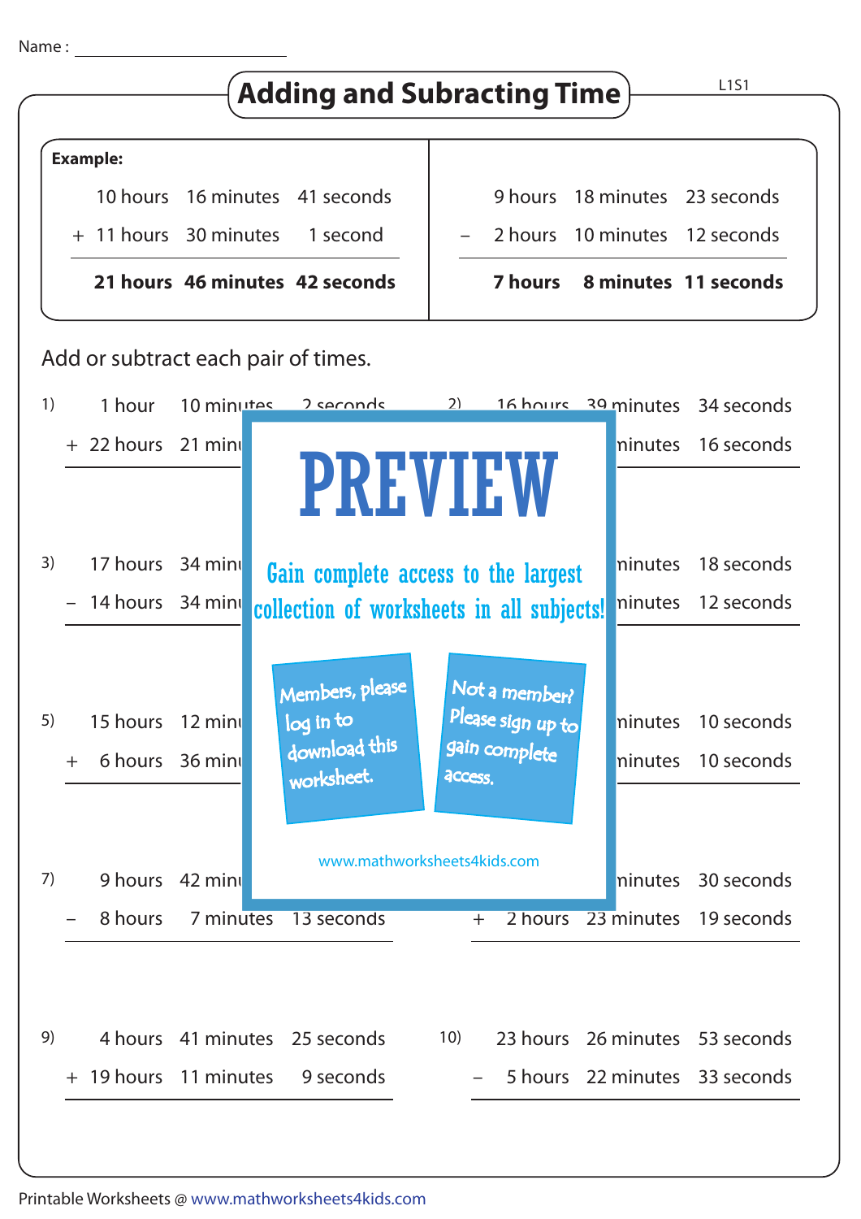Name : ____________________

# Adding and Subracting Time

L1S1

**Example:**

| | | | |
|---|---|---|---|
| | 10 hours | 16 minutes | 41 seconds |
| + | 11 hours | 30 minutes | 1 second |
| | **21 hours** | **46 minutes** | **42 seconds** |

| | | | |
|---|---|---|---|
| | 9 hours | 18 minutes | 23 seconds |
| − | 2 hours | 10 minutes | 12 seconds |
| | **7 hours** | **8 minutes** | **11 seconds** |

Add or subtract each pair of times.

1)

| | | | |
|---|---|---|---|
| | 1 hour | 10 minutes | 2 seconds |
| + | 22 hours | 21 minu | |

2)

| | | | |
|---|---|---|---|
| | 16 hours | 39 minutes | 34 seconds |
| | | minutes | 16 seconds |

3)

| | | | |
|---|---|---|---|
| | 17 hours | 34 minu | |
| − | 14 hours | 34 minu | |

4)

| | | | |
|---|---|---|---|
| | | minutes | 18 seconds |
| | | minutes | 12 seconds |

5)

| | | | |
|---|---|---|---|
| | 15 hours | 12 minu | |
| + | 6 hours | 36 minu | |

6)

| | | | |
|---|---|---|---|
| | | minutes | 10 seconds |
| | | minutes | 10 seconds |

7)

| | | | |
|---|---|---|---|
| | 9 hours | 42 minu | |
| − | 8 hours | 7 minutes | 13 seconds |

8)

| | | | |
|---|---|---|---|
| | | minutes | 30 seconds |
| + | 2 hours | 23 minutes | 19 seconds |

9)

| | | | |
|---|---|---|---|
| | 4 hours | 41 minutes | 25 seconds |
| + | 19 hours | 11 minutes | 9 seconds |

10)

| | | | |
|---|---|---|---|
| | 23 hours | 26 minutes | 53 seconds |
| − | 5 hours | 22 minutes | 33 seconds |

PREVIEW

Gain complete access to the largest collection of worksheets in all subjects!

Members, please log in to download this worksheet.

Not a member? Please sign up to gain complete access.

www.mathworksheets4kids.com

Printable Worksheets @ www.mathworksheets4kids.com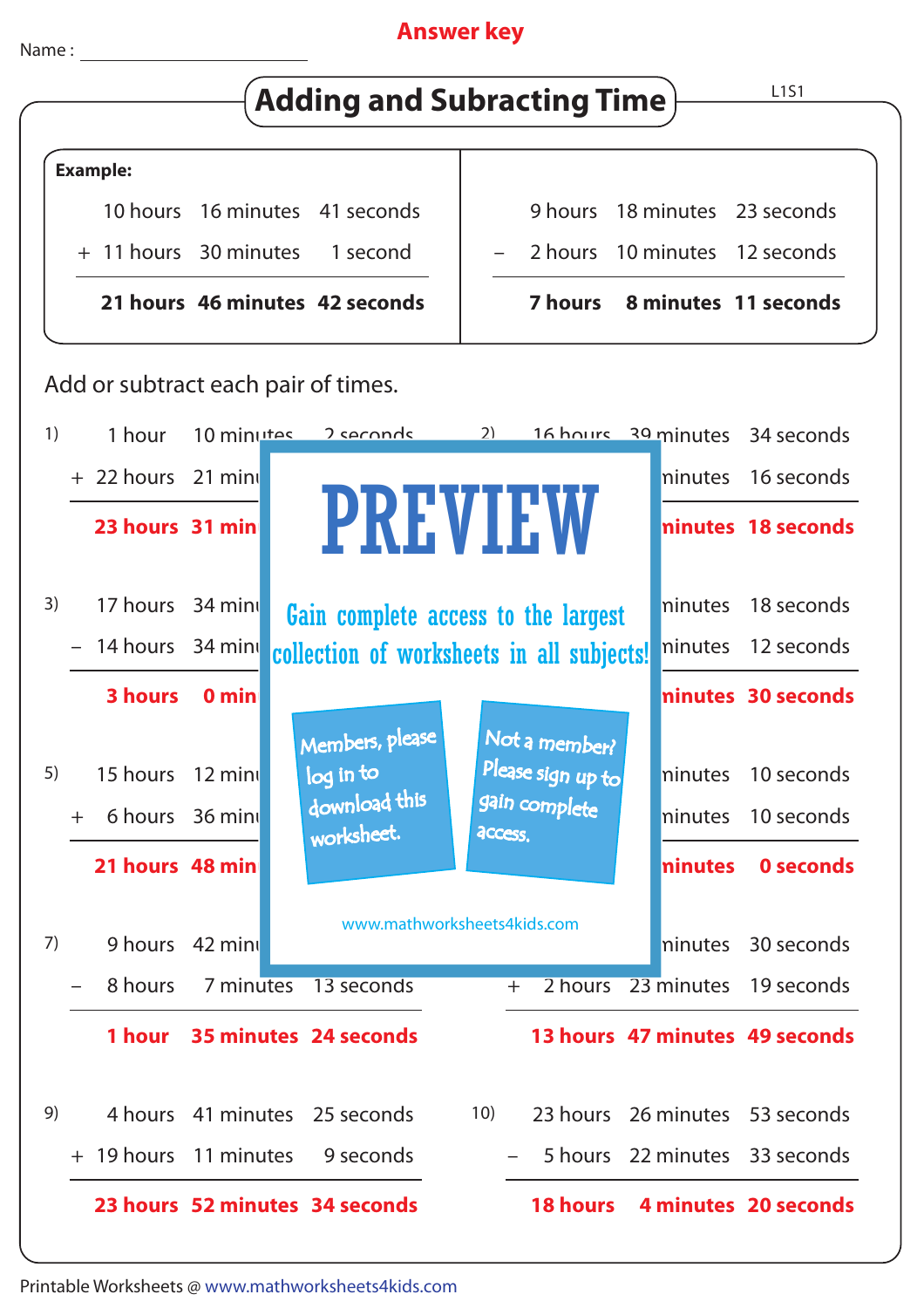Name : ____________________

**Answer key**

# Adding and Subracting Time

L1S1

**Example:**

| | | | |
|---|---|---|---|
| | 10 hours | 16 minutes | 41 seconds |
| + | 11 hours | 30 minutes | 1 second |
| | **21 hours** | **46 minutes** | **42 seconds** |

| | | | |
|---|---|---|---|
| | 9 hours | 18 minutes | 23 seconds |
| − | 2 hours | 10 minutes | 12 seconds |
| | **7 hours** | **8 minutes** | **11 seconds** |

Add or subtract each pair of times.

1)

| | | | |
|---|---|---|---|
| | 1 hour | 10 minutes | 2 seconds |
| + | 22 hours | 21 min | |
| | **23 hours** | **31 min** | |

2)

| | | | |
|---|---|---|---|
| | 16 hours | 39 minutes | 34 seconds |
| | | minutes | 16 seconds |
| | | **minutes** | **18 seconds** |

3)

| | | | |
|---|---|---|---|
| | 17 hours | 34 min | |
| − | 14 hours | 34 min | |
| | **3 hours** | **0 min** | |

4)

| | | | |
|---|---|---|---|
| | | minutes | 18 seconds |
| | | minutes | 12 seconds |
| | | **minutes** | **30 seconds** |

5)

| | | | |
|---|---|---|---|
| | 15 hours | 12 min | |
| + | 6 hours | 36 min | |
| | **21 hours** | **48 min** | |

6)

| | | | |
|---|---|---|---|
| | | minutes | 10 seconds |
| | | minutes | 10 seconds |
| | | **minutes** | **0 seconds** |

7)

| | | | |
|---|---|---|---|
| | 9 hours | 42 min | |
| − | 8 hours | 7 minutes | 13 seconds |
| | **1 hour** | **35 minutes** | **24 seconds** |

8)

| | | | |
|---|---|---|---|
| | | minutes | 30 seconds |
| + | 2 hours | 23 minutes | 19 seconds |
| | **13 hours** | **47 minutes** | **49 seconds** |

9)

| | | | |
|---|---|---|---|
| | 4 hours | 41 minutes | 25 seconds |
| + | 19 hours | 11 minutes | 9 seconds |
| | **23 hours** | **52 minutes** | **34 seconds** |

10)

| | | | |
|---|---|---|---|
| | 23 hours | 26 minutes | 53 seconds |
| − | 5 hours | 22 minutes | 33 seconds |
| | **18 hours** | **4 minutes** | **20 seconds** |

PREVIEW

Gain complete access to the largest collection of worksheets in all subjects!

Members, please log in to download this worksheet.

Not a member? Please sign up to gain complete access.

www.mathworksheets4kids.com

Printable Worksheets @ www.mathworksheets4kids.com